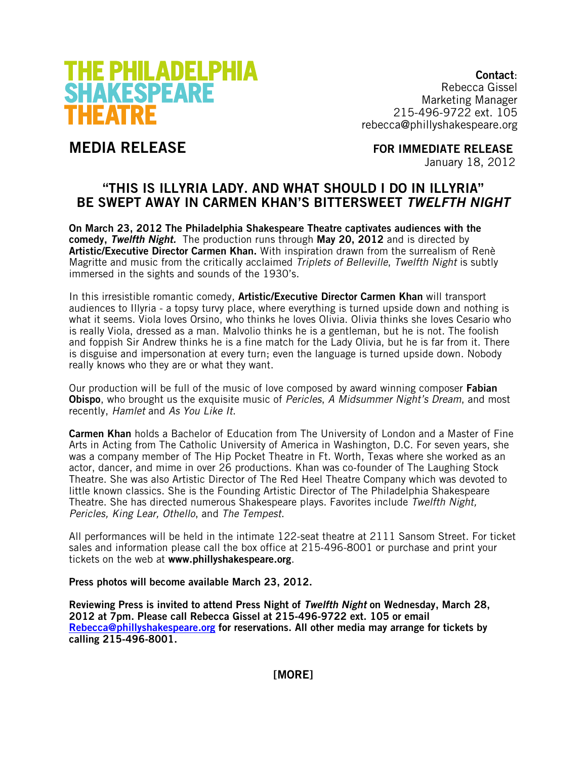# THE PHILADELPHIA SHAKESPEARE THEATRE

**Contact**:
Rebecca Gissel
Marketing Manager
215-496-9722 ext. 105
rebecca@phillyshakespeare.org

## MEDIA RELEASE

**FOR IMMEDIATE RELEASE**
January 18, 2012

## "THIS IS ILLYRIA LADY. AND WHAT SHOULD I DO IN ILLYRIA" BE SWEPT AWAY IN CARMEN KHAN'S BITTERSWEET *TWELFTH NIGHT*

**On March 23, 2012 The Philadelphia Shakespeare Theatre captivates audiences with the comedy, *Twelfth Night.*** The production runs through **May 20, 2012** and is directed by **Artistic/Executive Director Carmen Khan.** With inspiration drawn from the surrealism of Renè Magritte and music from the critically acclaimed *Triplets of Belleville*, *Twelfth Night* is subtly immersed in the sights and sounds of the 1930's.

In this irresistible romantic comedy, **Artistic/Executive Director Carmen Khan** will transport audiences to Illyria - a topsy turvy place, where everything is turned upside down and nothing is what it seems. Viola loves Orsino, who thinks he loves Olivia. Olivia thinks she loves Cesario who is really Viola, dressed as a man. Malvolio thinks he is a gentleman, but he is not. The foolish and foppish Sir Andrew thinks he is a fine match for the Lady Olivia, but he is far from it. There is disguise and impersonation at every turn; even the language is turned upside down. Nobody really knows who they are or what they want.

Our production will be full of the music of love composed by award winning composer **Fabian Obispo**, who brought us the exquisite music of *Pericles*, *A Midsummer Night's Dream*, and most recently, *Hamlet* and *As You Like It*.

**Carmen Khan** holds a Bachelor of Education from The University of London and a Master of Fine Arts in Acting from The Catholic University of America in Washington, D.C. For seven years, she was a company member of The Hip Pocket Theatre in Ft. Worth, Texas where she worked as an actor, dancer, and mime in over 26 productions. Khan was co-founder of The Laughing Stock Theatre. She was also Artistic Director of The Red Heel Theatre Company which was devoted to little known classics. She is the Founding Artistic Director of The Philadelphia Shakespeare Theatre. She has directed numerous Shakespeare plays. Favorites include *Twelfth Night, Pericles, King Lear, Othello*, and *The Tempest*.

All performances will be held in the intimate 122-seat theatre at 2111 Sansom Street. For ticket sales and information please call the box office at 215-496-8001 or purchase and print your tickets on the web at **www.phillyshakespeare.org**.

**Press photos will become available March 23, 2012.**

**Reviewing Press is invited to attend Press Night of *Twelfth Night* on Wednesday, March 28, 2012 at 7pm. Please call Rebecca Gissel at 215-496-9722 ext. 105 or email Rebecca@phillyshakespeare.org for reservations. All other media may arrange for tickets by calling 215-496-8001.**

**[MORE]**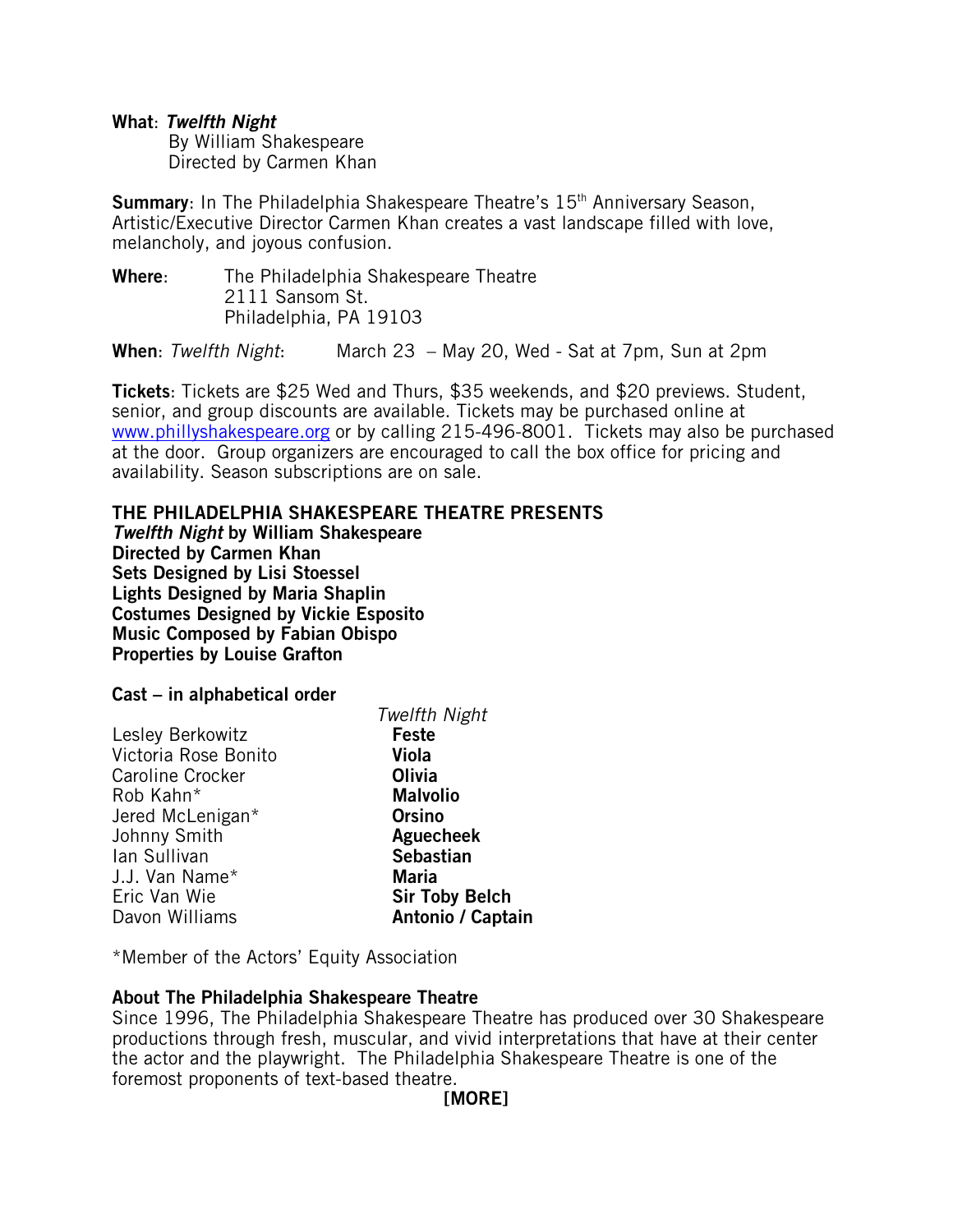**What**: ***Twelfth Night***
By William Shakespeare
Directed by Carmen Khan

**Summary**: In The Philadelphia Shakespeare Theatre's 15th Anniversary Season, Artistic/Executive Director Carmen Khan creates a vast landscape filled with love, melancholy, and joyous confusion.

**Where**: The Philadelphia Shakespeare Theatre
2111 Sansom St.
Philadelphia, PA 19103

**When**: *Twelfth Night*: March 23 – May 20, Wed - Sat at 7pm, Sun at 2pm

**Tickets**: Tickets are $25 Wed and Thurs, $35 weekends, and $20 previews. Student, senior, and group discounts are available. Tickets may be purchased online at www.phillyshakespeare.org or by calling 215-496-8001. Tickets may also be purchased at the door. Group organizers are encouraged to call the box office for pricing and availability. Season subscriptions are on sale.

**THE PHILADELPHIA SHAKESPEARE THEATRE PRESENTS**
***Twelfth Night* by William Shakespeare**
**Directed by Carmen Khan**
**Sets Designed by Lisi Stoessel**
**Lights Designed by Maria Shaplin**
**Costumes Designed by Vickie Esposito**
**Music Composed by Fabian Obispo**
**Properties by Louise Grafton**

**Cast – in alphabetical order**

| | *Twelfth Night* |
|---|---|
| Lesley Berkowitz | **Feste** |
| Victoria Rose Bonito | **Viola** |
| Caroline Crocker | **Olivia** |
| Rob Kahn* | **Malvolio** |
| Jered McLenigan* | **Orsino** |
| Johnny Smith | **Aguecheek** |
| Ian Sullivan | **Sebastian** |
| J.J. Van Name* | **Maria** |
| Eric Van Wie | **Sir Toby Belch** |
| Davon Williams | **Antonio / Captain** |

*Member of the Actors' Equity Association

**About The Philadelphia Shakespeare Theatre**
Since 1996, The Philadelphia Shakespeare Theatre has produced over 30 Shakespeare productions through fresh, muscular, and vivid interpretations that have at their center the actor and the playwright. The Philadelphia Shakespeare Theatre is one of the foremost proponents of text-based theatre.

**[MORE]**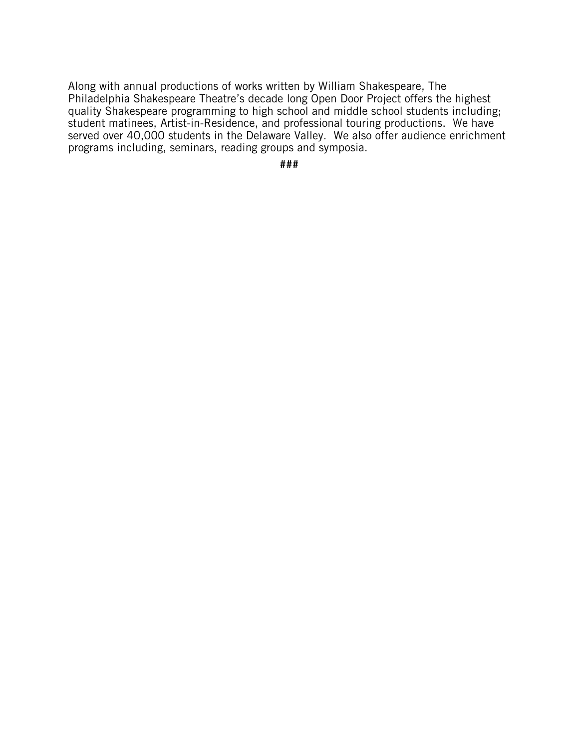Along with annual productions of works written by William Shakespeare, The Philadelphia Shakespeare Theatre's decade long Open Door Project offers the highest quality Shakespeare programming to high school and middle school students including; student matinees, Artist-in-Residence, and professional touring productions. We have served over 40,000 students in the Delaware Valley. We also offer audience enrichment programs including, seminars, reading groups and symposia.

###